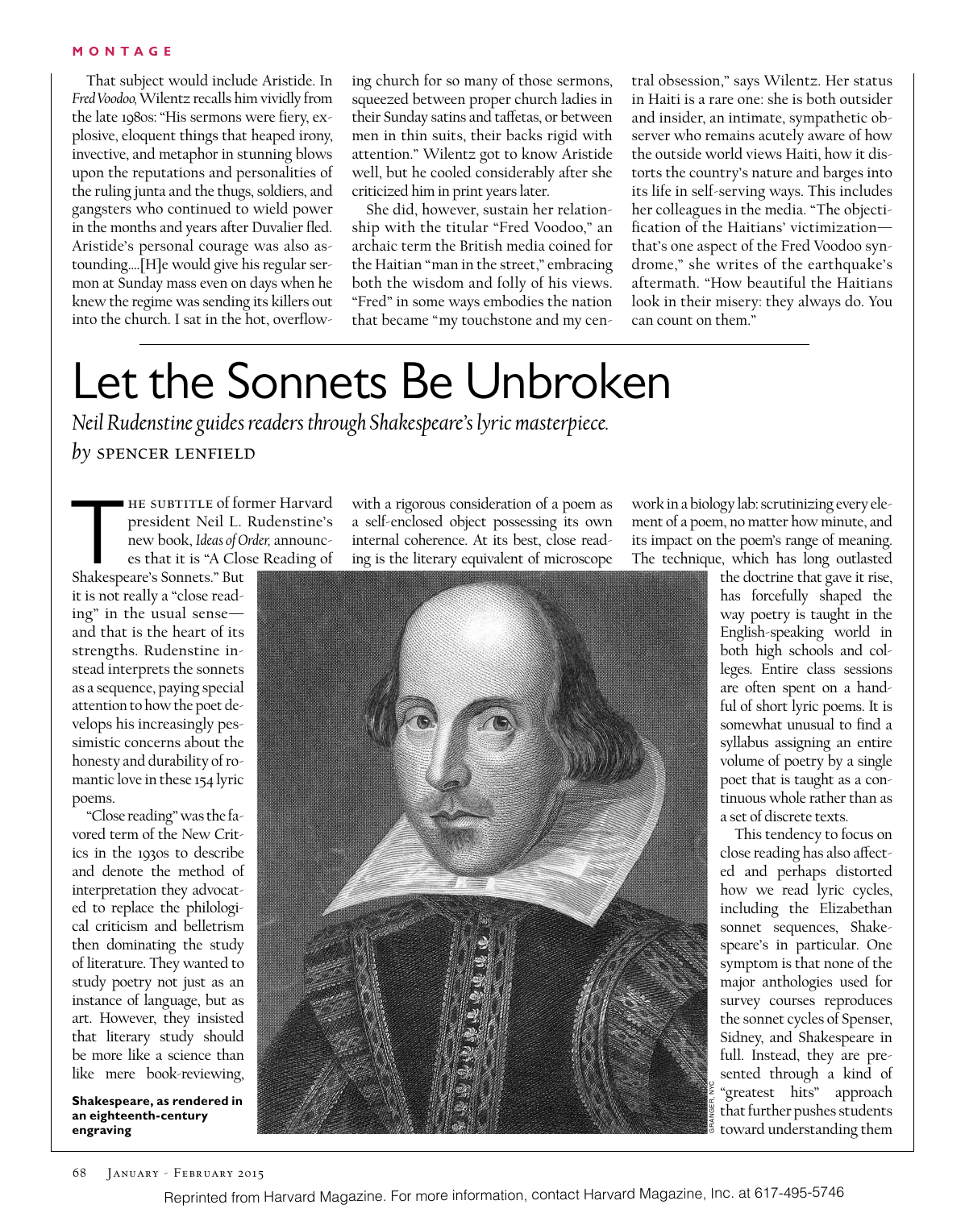That subject would include Aristide. In *Fred Voodoo,* Wilentz recalls him vividly from the late 1980s: "His sermons were fiery, explosive, eloquent things that heaped irony, invective, and metaphor in stunning blows upon the reputations and personalities of the ruling junta and the thugs, soldiers, and gangsters who continued to wield power in the months and years after Duvalier fled. Aristide's personal courage was also astounding....[H]e would give his regular sermon at Sunday mass even on days when he knew the regime was sending its killers out into the church. I sat in the hot, overflowing church for so many of those sermons, squeezed between proper church ladies in their Sunday satins and taffetas, or between men in thin suits, their backs rigid with attention." Wilentz got to know Aristide well, but he cooled considerably after she criticized him in print years later.

She did, however, sustain her relationship with the titular "Fred Voodoo," an archaic term the British media coined for the Haitian "man in the street," embracing both the wisdom and folly of his views. "Fred" in some ways embodies the nation that became "my touchstone and my central obsession," says Wilentz. Her status in Haiti is a rare one: she is both outsider and insider, an intimate, sympathetic observer who remains acutely aware of how the outside world views Haiti, how it distorts the country's nature and barges into its life in self-serving ways. This includes her colleagues in the media. "The objectification of the Haitians' victimization—that's one aspect of the Fred Voodoo syndrome," she writes of the earthquake's aftermath. "How beautiful the Haitians look in their misery: they always do. You can count on them."

# Let the Sonnets Be Unbroken

*Neil Rudenstine guides readers through Shakespeare's lyric masterpiece.*

*by* SPENCER LENFIELD

The subtitle of former Harvard president Neil L. Rudenstine's new book, *Ideas of Order,* announces that it is "A Close Reading of Shakespeare's Sonnets." But it is not really a "close reading" in the usual sense—and that is the heart of its strengths. Rudenstine instead interprets the sonnets as a sequence, paying special attention to how the poet develops his increasingly pessimistic concerns about the honesty and durability of romantic love in these 154 lyric poems.

"Close reading" was the favored term of the New Critics in the 1930s to describe and denote the method of interpretation they advocated to replace the philological criticism and belletrism then dominating the study of literature. They wanted to study poetry not just as an instance of language, but as art. However, they insisted that literary study should be more like a science than like mere book-reviewing, with a rigorous consideration of a poem as a self-enclosed object possessing its own internal coherence. At its best, close reading is the literary equivalent of microscope work in a biology lab: scrutinizing every element of a poem, no matter how minute, and its impact on the poem's range of meaning. The technique, which has long outlasted the doctrine that gave it rise, has forcefully shaped the way poetry is taught in the English-speaking world in both high schools and colleges. Entire class sessions are often spent on a handful of short lyric poems. It is somewhat unusual to find a syllabus assigning an entire volume of poetry by a single poet that is taught as a continuous whole rather than as a set of discrete texts.

**Shakespeare, as rendered in an eighteenth-century engraving**

This tendency to focus on close reading has also affected and perhaps distorted how we read lyric cycles, including the Elizabethan sonnet sequences, Shakespeare's in particular. One symptom is that none of the major anthologies used for survey courses reproduces the sonnet cycles of Spenser, Sidney, and Shakespeare in full. Instead, they are presented through a kind of "greatest hits" approach that further pushes students toward understanding them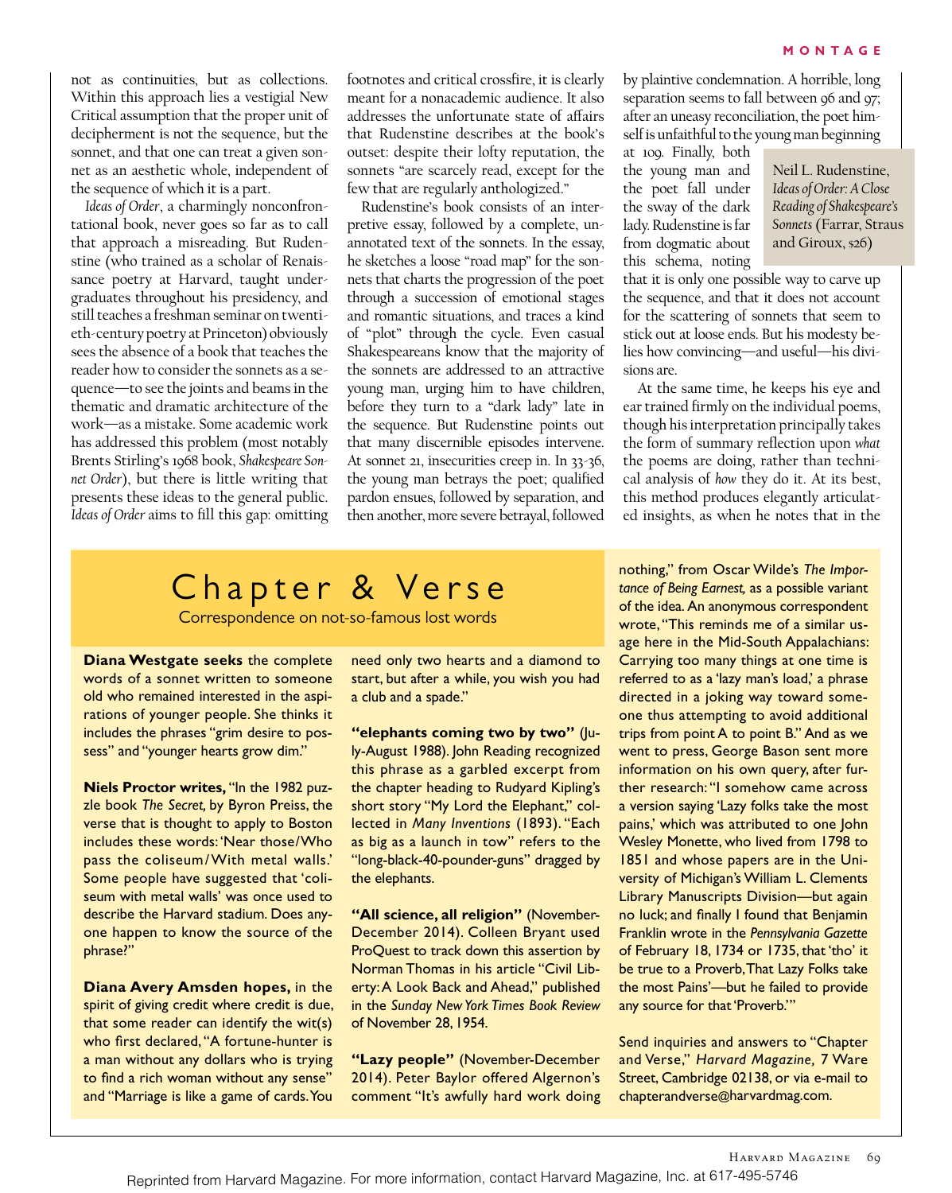not as continuities, but as collections. Within this approach lies a vestigial New Critical assumption that the proper unit of decipherment is not the sequence, but the sonnet, and that one can treat a given sonnet as an aesthetic whole, independent of the sequence of which it is a part.

*Ideas of Order*, a charmingly nonconfrontational book, never goes so far as to call that approach a misreading. But Rudenstine (who trained as a scholar of Renaissance poetry at Harvard, taught undergraduates throughout his presidency, and still teaches a freshman seminar on twentieth-century poetry at Princeton) obviously sees the absence of a book that teaches the reader how to consider the sonnets as a sequence—to see the joints and beams in the thematic and dramatic architecture of the work—as a mistake. Some academic work has addressed this problem (most notably Brents Stirling's 1968 book, *Shakespeare Sonnet Order*), but there is little writing that presents these ideas to the general public. *Ideas of Order* aims to fill this gap: omitting footnotes and critical crossfire, it is clearly meant for a nonacademic audience. It also addresses the unfortunate state of affairs that Rudenstine describes at the book's outset: despite their lofty reputation, the sonnets "are scarcely read, except for the few that are regularly anthologized."

Rudenstine's book consists of an interpretive essay, followed by a complete, unannotated text of the sonnets. In the essay, he sketches a loose "road map" for the sonnets that charts the progression of the poet through a succession of emotional stages and romantic situations, and traces a kind of "plot" through the cycle. Even casual Shakespeareans know that the majority of the sonnets are addressed to an attractive young man, urging him to have children, before they turn to a "dark lady" late in the sequence. But Rudenstine points out that many discernible episodes intervene. At sonnet 21, insecurities creep in. In 33-36, the young man betrays the poet; qualified pardon ensues, followed by separation, and then another, more severe betrayal, followed by plaintive condemnation. A horrible, long separation seems to fall between 96 and 97; after an uneasy reconciliation, the poet himself is unfaithful to the young man beginning at 109. Finally, both the young man and the poet fall under the sway of the dark lady. Rudenstine is far from dogmatic about this schema, noting that it is only one possible way to carve up the sequence, and that it does not account for the scattering of sonnets that seem to stick out at loose ends. But his modesty belies how convincing—and useful—his divisions are.

Neil L. Rudenstine, *Ideas of Order: A Close Reading of Shakespeare's Sonnets* (Farrar, Straus and Giroux, $26)

At the same time, he keeps his eye and ear trained firmly on the individual poems, though his interpretation principally takes the form of summary reflection upon *what* the poems are doing, rather than technical analysis of *how* they do it. At its best, this method produces elegantly articulated insights, as when he notes that in the

# Chapter & Verse

Correspondence on not-so-famous lost words

**Diana Westgate seeks** the complete words of a sonnet written to someone old who remained interested in the aspirations of younger people. She thinks it includes the phrases "grim desire to possess" and "younger hearts grow dim."

**Niels Proctor writes,** "In the 1982 puzzle book *The Secret,* by Byron Preiss, the verse that is thought to apply to Boston includes these words: 'Near those/Who pass the coliseum/With metal walls.' Some people have suggested that 'coliseum with metal walls' was once used to describe the Harvard stadium. Does anyone happen to know the source of the phrase?"

**Diana Avery Amsden hopes,** in the spirit of giving credit where credit is due, that some reader can identify the wit(s) who first declared, "A fortune-hunter is a man without any dollars who is trying to find a rich woman without any sense" and "Marriage is like a game of cards. You need only two hearts and a diamond to start, but after a while, you wish you had a club and a spade."

**"elephants coming two by two"** (July-August 1988). John Reading recognized this phrase as a garbled excerpt from the chapter heading to Rudyard Kipling's short story "My Lord the Elephant," collected in *Many Inventions* (1893). "Each as big as a launch in tow" refers to the "long-black-40-pounder-guns" dragged by the elephants.

**"All science, all religion"** (November-December 2014). Colleen Bryant used ProQuest to track down this assertion by Norman Thomas in his article "Civil Liberty: A Look Back and Ahead," published in the *Sunday New York Times Book Review* of November 28, 1954.

**"Lazy people"** (November-December 2014). Peter Baylor offered Algernon's comment "It's awfully hard work doing nothing," from Oscar Wilde's *The Importance of Being Earnest,* as a possible variant of the idea. An anonymous correspondent wrote, "This reminds me of a similar usage here in the Mid-South Appalachians: Carrying too many things at one time is referred to as a 'lazy man's load,' a phrase directed in a joking way toward someone thus attempting to avoid additional trips from point A to point B." And as we went to press, George Bason sent more information on his own query, after further research: "I somehow came across a version saying 'Lazy folks take the most pains,' which was attributed to one John Wesley Monette, who lived from 1798 to 1851 and whose papers are in the University of Michigan's William L. Clements Library Manuscripts Division—but again no luck; and finally I found that Benjamin Franklin wrote in the *Pennsylvania Gazette* of February 18, 1734 or 1735, that 'tho' it be true to a Proverb, That Lazy Folks take the most Pains'—but he failed to provide any source for that 'Proverb.'"

Send inquiries and answers to "Chapter and Verse," *Harvard Magazine,* 7 Ware Street, Cambridge 02138, or via e-mail to chapterandverse@harvardmag.com.

Reprinted from Harvard Magazine. For more information, contact Harvard Magazine, Inc. at 617-495-5746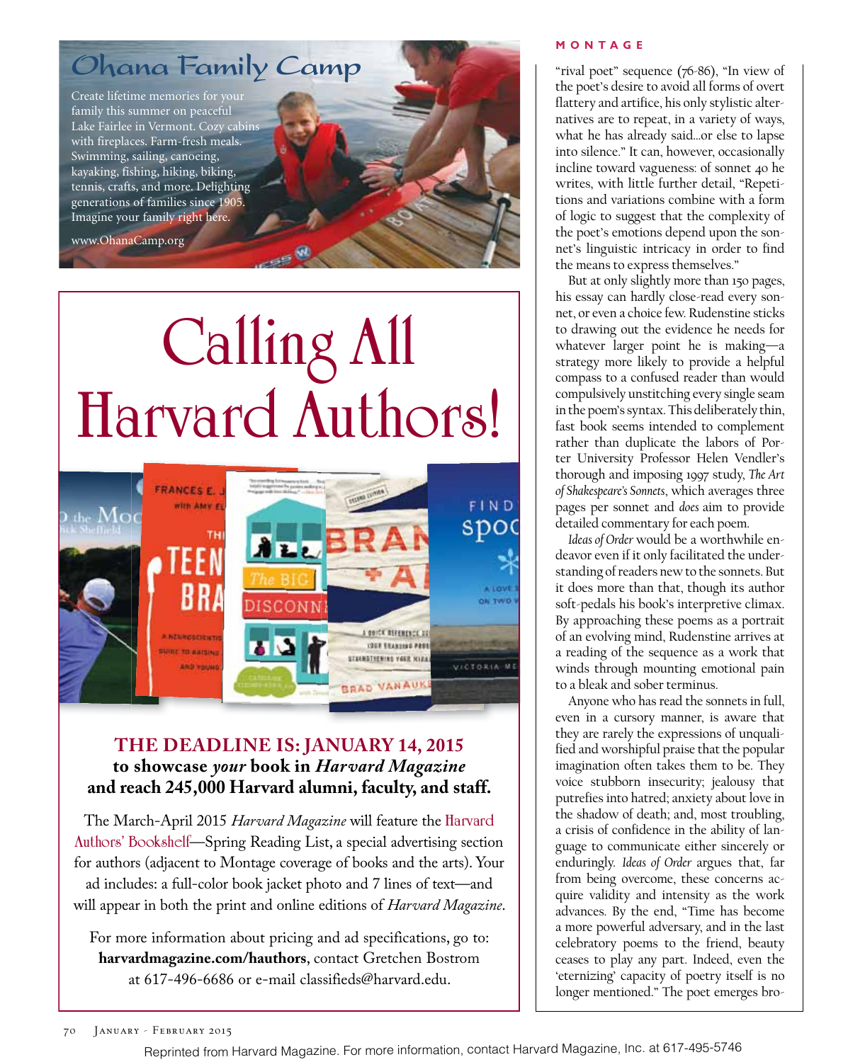## Ohana Family Camp

Create lifetime memories for your family this summer on peaceful Lake Fairlee in Vermont. Cozy cabins with fireplaces. Farm-fresh meals. Swimming, sailing, canoeing, kayaking, fishing, hiking, biking, tennis, crafts, and more. Delighting generations of families since 1905. Imagine your family right here.

www.OhanaCamp.org

# Calling All Harvard Authors!

**THE DEADLINE IS: JANUARY 14, 2015**
**to showcase *your* book in *Harvard Magazine* and reach 245,000 Harvard alumni, faculty, and staff.**

The March-April 2015 *Harvard Magazine* will feature the Harvard Authors' Bookshelf—Spring Reading List, a special advertising section for authors (adjacent to Montage coverage of books and the arts). Your ad includes: a full-color book jacket photo and 7 lines of text—and will appear in both the print and online editions of *Harvard Magazine*.

For more information about pricing and ad specifications, go to: **harvardmagazine.com/hauthors**, contact Gretchen Bostrom at 617-496-6686 or e-mail classifieds@harvard.edu.

---

"rival poet" sequence (76-86), "In view of the poet's desire to avoid all forms of overt flattery and artifice, his only stylistic alternatives are to repeat, in a variety of ways, what he has already said…or else to lapse into silence." It can, however, occasionally incline toward vagueness: of sonnet 40 he writes, with little further detail, "Repetitions and variations combine with a form of logic to suggest that the complexity of the poet's emotions depend upon the sonnet's linguistic intricacy in order to find the means to express themselves."

But at only slightly more than 150 pages, his essay can hardly close-read every sonnet, or even a choice few. Rudenstine sticks to drawing out the evidence he needs for whatever larger point he is making—a strategy more likely to provide a helpful compass to a confused reader than would compulsively unstitching every single seam in the poem's syntax. This deliberately thin, fast book seems intended to complement rather than duplicate the labors of Porter University Professor Helen Vendler's thorough and imposing 1997 study, *The Art of Shakespeare's Sonnets*, which averages three pages per sonnet and *does* aim to provide detailed commentary for each poem.

*Ideas of Order* would be a worthwhile endeavor even if it only facilitated the understanding of readers new to the sonnets. But it does more than that, though its author soft-pedals his book's interpretive climax. By approaching these poems as a portrait of an evolving mind, Rudenstine arrives at a reading of the sequence as a work that winds through mounting emotional pain to a bleak and sober terminus.

Anyone who has read the sonnets in full, even in a cursory manner, is aware that they are rarely the expressions of unqualified and worshipful praise that the popular imagination often takes them to be. They voice stubborn insecurity; jealousy that putrefies into hatred; anxiety about love in the shadow of death; and, most troubling, a crisis of confidence in the ability of language to communicate either sincerely or enduringly. *Ideas of Order* argues that, far from being overcome, these concerns acquire validity and intensity as the work advances. By the end, "Time has become a more powerful adversary, and in the last celebratory poems to the friend, beauty ceases to play any part. Indeed, even the 'eternizing' capacity of poetry itself is no longer mentioned." The poet emerges bro-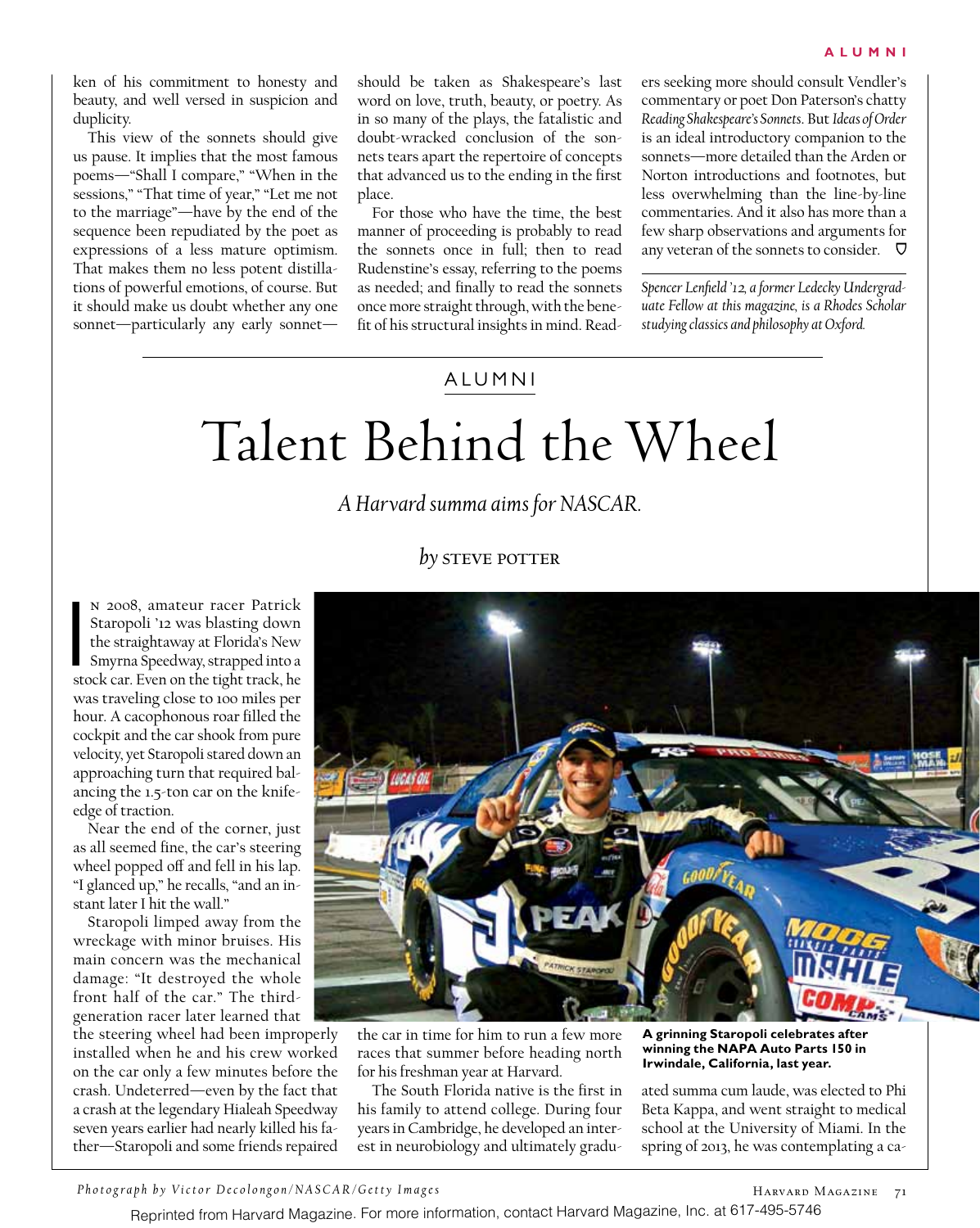ken of his commitment to honesty and beauty, and well versed in suspicion and duplicity.

This view of the sonnets should give us pause. It implies that the most famous poems—"Shall I compare," "When in the sessions," "That time of year," "Let me not to the marriage"—have by the end of the sequence been repudiated by the poet as expressions of a less mature optimism. That makes them no less potent distillations of powerful emotions, of course. But it should make us doubt whether any one sonnet—particularly any early sonnet—should be taken as Shakespeare's last word on love, truth, beauty, or poetry. As in so many of the plays, the fatalistic and doubt-wracked conclusion of the sonnets tears apart the repertoire of concepts that advanced us to the ending in the first place.

For those who have the time, the best manner of proceeding is probably to read the sonnets once in full; then to read Rudenstine's essay, referring to the poems as needed; and finally to read the sonnets once more straight through, with the benefit of his structural insights in mind. Readers seeking more should consult Vendler's commentary or poet Don Paterson's chatty *Reading Shakespeare's Sonnets*. But *Ideas of Order* is an ideal introductory companion to the sonnets—more detailed than the Arden or Norton introductions and footnotes, but less overwhelming than the line-by-line commentaries. And it also has more than a few sharp observations and arguments for any veteran of the sonnets to consider.

*Spencer Lenfield '12, a former Ledecky Undergraduate Fellow at this magazine, is a Rhodes Scholar studying classics and philosophy at Oxford.*

ALUMNI

# Talent Behind the Wheel

*A Harvard summa aims for NASCAR.*

*by* STEVE POTTER

In 2008, amateur racer Patrick Staropoli '12 was blasting down the straightaway at Florida's New Smyrna Speedway, strapped into a stock car. Even on the tight track, he was traveling close to 100 miles per hour. A cacophonous roar filled the cockpit and the car shook from pure velocity, yet Staropoli stared down an approaching turn that required balancing the 1.5-ton car on the knife-edge of traction.

Near the end of the corner, just as all seemed fine, the car's steering wheel popped off and fell in his lap. "I glanced up," he recalls, "and an instant later I hit the wall."

Staropoli limped away from the wreckage with minor bruises. His main concern was the mechanical damage: "It destroyed the whole front half of the car." The third-generation racer later learned that the steering wheel had been improperly installed when he and his crew worked on the car only a few minutes before the crash. Undeterred—even by the fact that a crash at the legendary Hialeah Speedway seven years earlier had nearly killed his father—Staropoli and some friends repaired the car in time for him to run a few more races that summer before heading north for his freshman year at Harvard.

The South Florida native is the first in his family to attend college. During four years in Cambridge, he developed an interest in neurobiology and ultimately graduated summa cum laude, was elected to Phi Beta Kappa, and went straight to medical school at the University of Miami. In the spring of 2013, he was contemplating a ca-

**A grinning Staropoli celebrates after winning the NAPA Auto Parts 150 in Irwindale, California, last year.**

*Photograph by Victor Decolongon/NASCAR/Getty Images*

Reprinted from Harvard Magazine. For more information, contact Harvard Magazine, Inc. at 617-495-5746